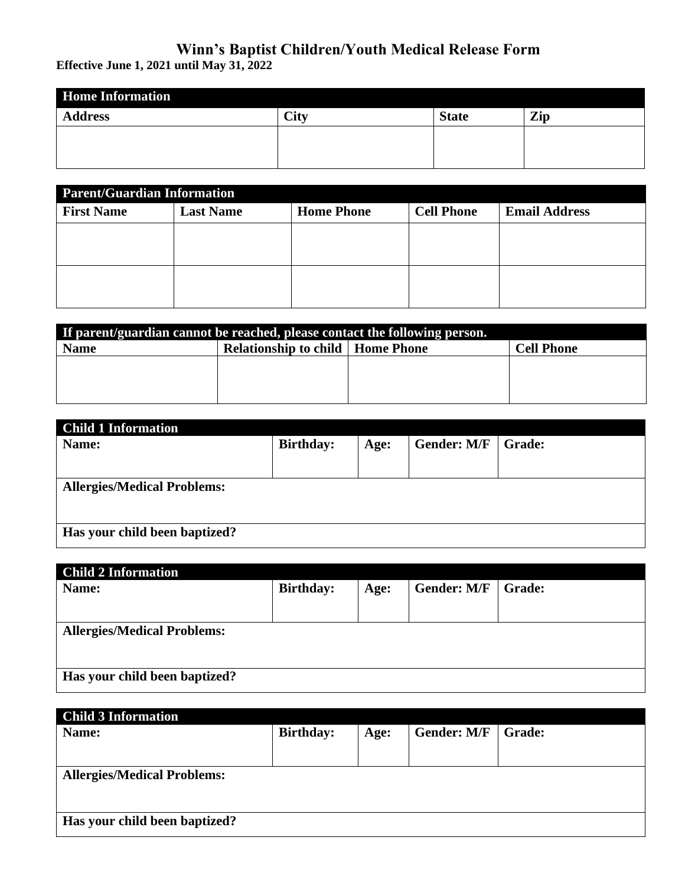# Winn's Baptist Children/Youth Medical Release Form

**Effective June 1, 2021 until May 31, 2022**

| **Home Information** | | | |
|---|---|---|---|
| **Address** | **City** | **State** | **Zip** |
| | | | |

| **Parent/Guardian Information** | | | | |
|---|---|---|---|---|
| **First Name** | **Last Name** | **Home Phone** | **Cell Phone** | **Email Address** |
| | | | | |
| | | | | |

| **If parent/guardian cannot be reached, please contact the following person.** | | | |
|---|---|---|---|
| **Name** | **Relationship to child** | **Home Phone** | **Cell Phone** |
| | | | |

| **Child 1 Information** | | | | |
|---|---|---|---|---|
| **Name:** | **Birthday:** | **Age:** | **Gender: M/F** | **Grade:** |
| **Allergies/Medical Problems:** | | | | |
| **Has your child been baptized?** | | | | |

| **Child 2 Information** | | | | |
|---|---|---|---|---|
| **Name:** | **Birthday:** | **Age:** | **Gender: M/F** | **Grade:** |
| **Allergies/Medical Problems:** | | | | |
| **Has your child been baptized?** | | | | |

| **Child 3 Information** | | | | |
|---|---|---|---|---|
| **Name:** | **Birthday:** | **Age:** | **Gender: M/F** | **Grade:** |
| **Allergies/Medical Problems:** | | | | |
| **Has your child been baptized?** | | | | |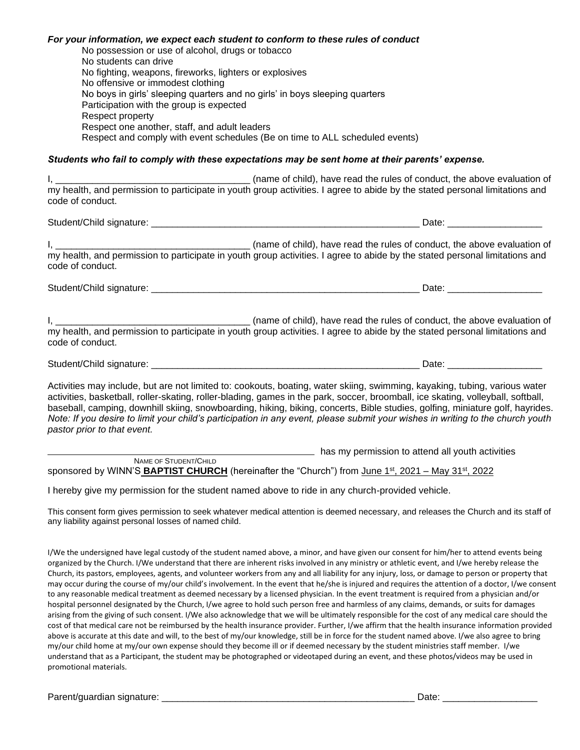***For your information, we expect each student to conform to these rules of conduct***

No possession or use of alcohol, drugs or tobacco
No students can drive
No fighting, weapons, fireworks, lighters or explosives
No offensive or immodest clothing
No boys in girls' sleeping quarters and no girls' in boys sleeping quarters
Participation with the group is expected
Respect property
Respect one another, staff, and adult leaders
Respect and comply with event schedules (Be on time to ALL scheduled events)

***Students who fail to comply with these expectations may be sent home at their parents' expense.***

I, ____________________________________ (name of child), have read the rules of conduct, the above evaluation of my health, and permission to participate in youth group activities. I agree to abide by the stated personal limitations and code of conduct.

Student/Child signature: ____________________________________________________ Date: __________________

I, ____________________________________ (name of child), have read the rules of conduct, the above evaluation of my health, and permission to participate in youth group activities. I agree to abide by the stated personal limitations and code of conduct.

Student/Child signature: ____________________________________________________ Date: __________________

I, ____________________________________ (name of child), have read the rules of conduct, the above evaluation of my health, and permission to participate in youth group activities. I agree to abide by the stated personal limitations and code of conduct.

Student/Child signature: ____________________________________________________ Date: __________________

Activities may include, but are not limited to: cookouts, boating, water skiing, swimming, kayaking, tubing, various water activities, basketball, roller-skating, roller-blading, games in the park, soccer, broomball, ice skating, volleyball, softball, baseball, camping, downhill skiing, snowboarding, hiking, biking, concerts, Bible studies, golfing, miniature golf, hayrides. *Note: If you desire to limit your child's participation in any event, please submit your wishes in writing to the church youth pastor prior to that event.*

____________________________________________________ has my permission to attend all youth activities
NAME OF STUDENT/CHILD

sponsored by WINN'S **BAPTIST CHURCH** (hereinafter the "Church") from June 1st, 2021 – May 31st, 2022

I hereby give my permission for the student named above to ride in any church-provided vehicle.

This consent form gives permission to seek whatever medical attention is deemed necessary, and releases the Church and its staff of any liability against personal losses of named child.

I/We the undersigned have legal custody of the student named above, a minor, and have given our consent for him/her to attend events being organized by the Church. I/We understand that there are inherent risks involved in any ministry or athletic event, and I/we hereby release the Church, its pastors, employees, agents, and volunteer workers from any and all liability for any injury, loss, or damage to person or property that may occur during the course of my/our child's involvement. In the event that he/she is injured and requires the attention of a doctor, I/we consent to any reasonable medical treatment as deemed necessary by a licensed physician. In the event treatment is required from a physician and/or hospital personnel designated by the Church, I/we agree to hold such person free and harmless of any claims, demands, or suits for damages arising from the giving of such consent. I/We also acknowledge that we will be ultimately responsible for the cost of any medical care should the cost of that medical care not be reimbursed by the health insurance provider. Further, I/we affirm that the health insurance information provided above is accurate at this date and will, to the best of my/our knowledge, still be in force for the student named above. I/we also agree to bring my/our child home at my/our own expense should they become ill or if deemed necessary by the student ministries staff member. I/we understand that as a Participant, the student may be photographed or videotaped during an event, and these photos/videos may be used in promotional materials.

Parent/guardian signature: __________________________________________________ Date: __________________